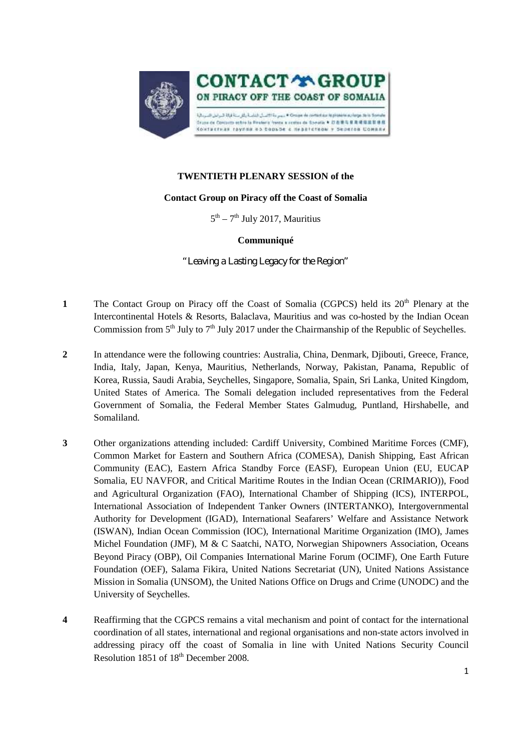**TWENTIETH PLENARY SESSION of the**

**Contact Group on Piracy off the Coast of Somalia**

5[th] – 7[th] July 2017, Mauritius

**Communiqué**

*"Leaving a Lasting Legacy for the Region"*

**1** The Contact Group on Piracy off the Coast of Somalia (CGPCS) held its 20[th] Plenary at the Intercontinental Hotels & Resorts, Balaclava, Mauritius and was co-hosted by the Indian Ocean Commission from 5[th] July to 7[th] July 2017 under the Chairmanship of the Republic of Seychelles.

**2** In attendance were the following countries: Australia, China, Denmark, Djibouti, Greece, France, India, Italy, Japan, Kenya, Mauritius, Netherlands, Norway, Pakistan, Panama, Republic of Korea, Russia, Saudi Arabia, Seychelles, Singapore, Somalia, Spain, Sri Lanka, United Kingdom, United States of America. The Somali delegation included representatives from the Federal Government of Somalia, the Federal Member States Galmudug, Puntland, Hirshabelle, and Somaliland.

**3** Other organizations attending included: Cardiff University, Combined Maritime Forces (CMF), Common Market for Eastern and Southern Africa (COMESA), Danish Shipping, East African Community (EAC), Eastern Africa Standby Force (EASF), European Union (EU, EUCAP Somalia, EU NAVFOR, and Critical Maritime Routes in the Indian Ocean (CRIMARIO)), Food and Agricultural Organization (FAO), International Chamber of Shipping (ICS), INTERPOL, International Association of Independent Tanker Owners (INTERTANKO), Intergovernmental Authority for Development (IGAD), International Seafarers' Welfare and Assistance Network (ISWAN), Indian Ocean Commission (IOC), International Maritime Organization (IMO), James Michel Foundation (JMF), M & C Saatchi, NATO, Norwegian Shipowners Association, Oceans Beyond Piracy (OBP), Oil Companies International Marine Forum (OCIMF), One Earth Future Foundation (OEF), Salama Fikira, United Nations Secretariat (UN), United Nations Assistance Mission in Somalia (UNSOM), the United Nations Office on Drugs and Crime (UNODC) and the University of Seychelles.

**4** Reaffirming that the CGPCS remains a vital mechanism and point of contact for the international coordination of all states, international and regional organisations and non-state actors involved in addressing piracy off the coast of Somalia in line with United Nations Security Council Resolution 1851 of 18[th] December 2008.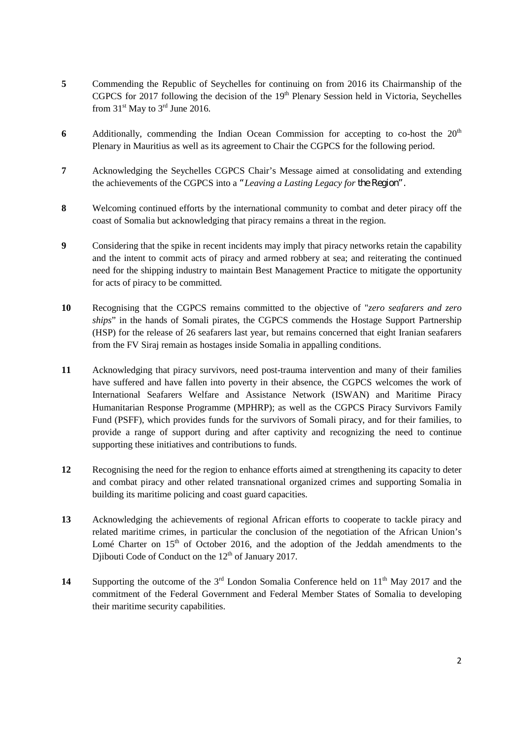**5** Commending the Republic of Seychelles for continuing on from 2016 its Chairmanship of the CGPCS for 2017 following the decision of the 19th Plenary Session held in Victoria, Seychelles from 31st May to 3rd June 2016.

**6** Additionally, commending the Indian Ocean Commission for accepting to co-host the 20th Plenary in Mauritius as well as its agreement to Chair the CGPCS for the following period.

**7** Acknowledging the Seychelles CGPCS Chair's Message aimed at consolidating and extending the achievements of the CGPCS into a "*Leaving a Lasting Legacy for* the Region".

**8** Welcoming continued efforts by the international community to combat and deter piracy off the coast of Somalia but acknowledging that piracy remains a threat in the region.

**9** Considering that the spike in recent incidents may imply that piracy networks retain the capability and the intent to commit acts of piracy and armed robbery at sea; and reiterating the continued need for the shipping industry to maintain Best Management Practice to mitigate the opportunity for acts of piracy to be committed.

**10** Recognising that the CGPCS remains committed to the objective of "*zero seafarers and zero ships*" in the hands of Somali pirates, the CGPCS commends the Hostage Support Partnership (HSP) for the release of 26 seafarers last year, but remains concerned that eight Iranian seafarers from the FV Siraj remain as hostages inside Somalia in appalling conditions.

**11** Acknowledging that piracy survivors, need post-trauma intervention and many of their families have suffered and have fallen into poverty in their absence, the CGPCS welcomes the work of International Seafarers Welfare and Assistance Network (ISWAN) and Maritime Piracy Humanitarian Response Programme (MPHRP); as well as the CGPCS Piracy Survivors Family Fund (PSFF), which provides funds for the survivors of Somali piracy, and for their families, to provide a range of support during and after captivity and recognizing the need to continue supporting these initiatives and contributions to funds.

**12** Recognising the need for the region to enhance efforts aimed at strengthening its capacity to deter and combat piracy and other related transnational organized crimes and supporting Somalia in building its maritime policing and coast guard capacities.

**13** Acknowledging the achievements of regional African efforts to cooperate to tackle piracy and related maritime crimes, in particular the conclusion of the negotiation of the African Union's Lomé Charter on 15th of October 2016, and the adoption of the Jeddah amendments to the Djibouti Code of Conduct on the 12th of January 2017.

**14** Supporting the outcome of the 3rd London Somalia Conference held on 11th May 2017 and the commitment of the Federal Government and Federal Member States of Somalia to developing their maritime security capabilities.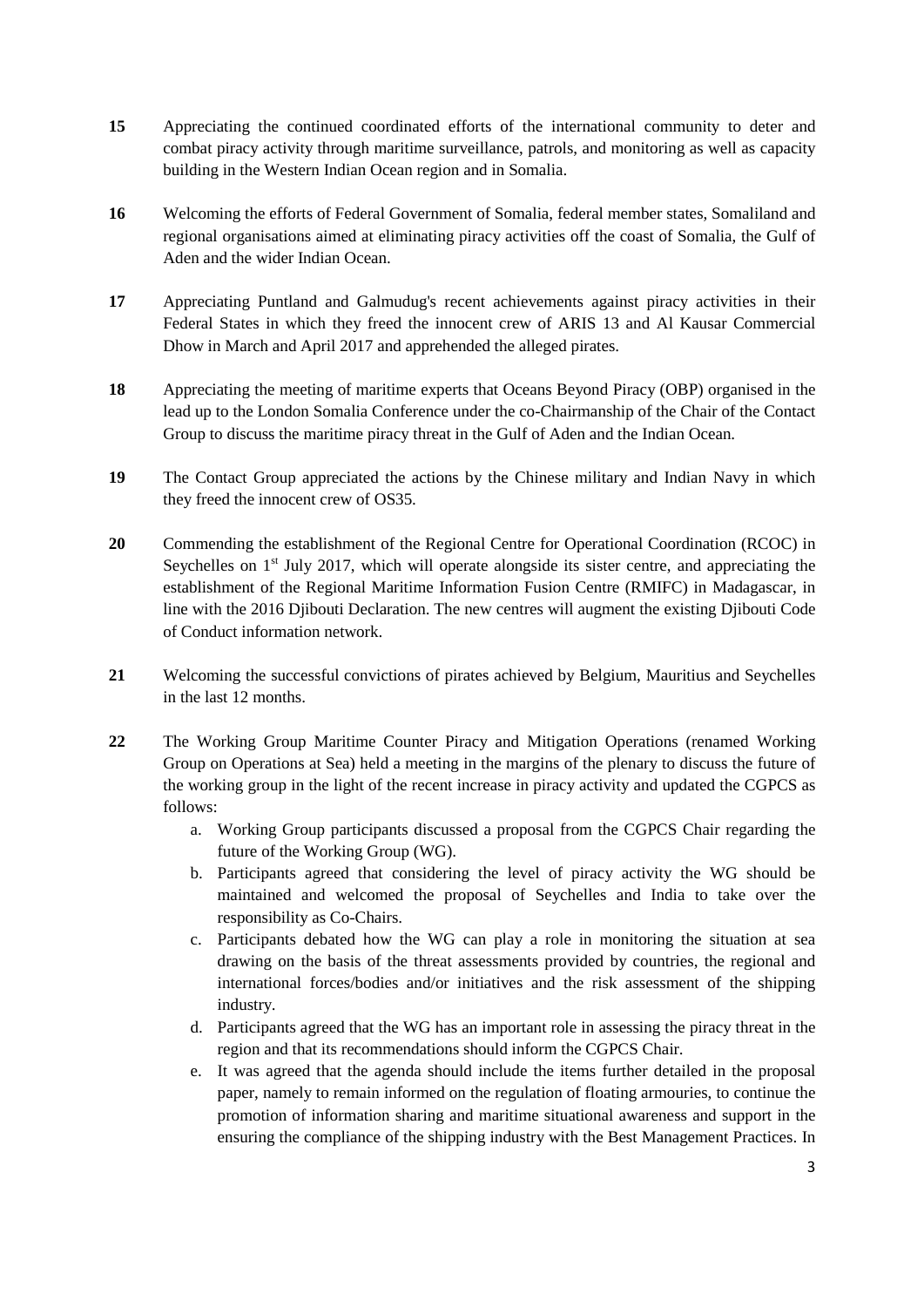**15** Appreciating the continued coordinated efforts of the international community to deter and combat piracy activity through maritime surveillance, patrols, and monitoring as well as capacity building in the Western Indian Ocean region and in Somalia.

**16** Welcoming the efforts of Federal Government of Somalia, federal member states, Somaliland and regional organisations aimed at eliminating piracy activities off the coast of Somalia, the Gulf of Aden and the wider Indian Ocean.

**17** Appreciating Puntland and Galmudug's recent achievements against piracy activities in their Federal States in which they freed the innocent crew of ARIS 13 and Al Kausar Commercial Dhow in March and April 2017 and apprehended the alleged pirates.

**18** Appreciating the meeting of maritime experts that Oceans Beyond Piracy (OBP) organised in the lead up to the London Somalia Conference under the co-Chairmanship of the Chair of the Contact Group to discuss the maritime piracy threat in the Gulf of Aden and the Indian Ocean.

**19** The Contact Group appreciated the actions by the Chinese military and Indian Navy in which they freed the innocent crew of OS35.

**20** Commending the establishment of the Regional Centre for Operational Coordination (RCOC) in Seychelles on 1st July 2017, which will operate alongside its sister centre, and appreciating the establishment of the Regional Maritime Information Fusion Centre (RMIFC) in Madagascar, in line with the 2016 Djibouti Declaration. The new centres will augment the existing Djibouti Code of Conduct information network.

**21** Welcoming the successful convictions of pirates achieved by Belgium, Mauritius and Seychelles in the last 12 months.

**22** The Working Group Maritime Counter Piracy and Mitigation Operations (renamed Working Group on Operations at Sea) held a meeting in the margins of the plenary to discuss the future of the working group in the light of the recent increase in piracy activity and updated the CGPCS as follows:

a. Working Group participants discussed a proposal from the CGPCS Chair regarding the future of the Working Group (WG).

b. Participants agreed that considering the level of piracy activity the WG should be maintained and welcomed the proposal of Seychelles and India to take over the responsibility as Co-Chairs.

c. Participants debated how the WG can play a role in monitoring the situation at sea drawing on the basis of the threat assessments provided by countries, the regional and international forces/bodies and/or initiatives and the risk assessment of the shipping industry.

d. Participants agreed that the WG has an important role in assessing the piracy threat in the region and that its recommendations should inform the CGPCS Chair.

e. It was agreed that the agenda should include the items further detailed in the proposal paper, namely to remain informed on the regulation of floating armouries, to continue the promotion of information sharing and maritime situational awareness and support in the ensuring the compliance of the shipping industry with the Best Management Practices. In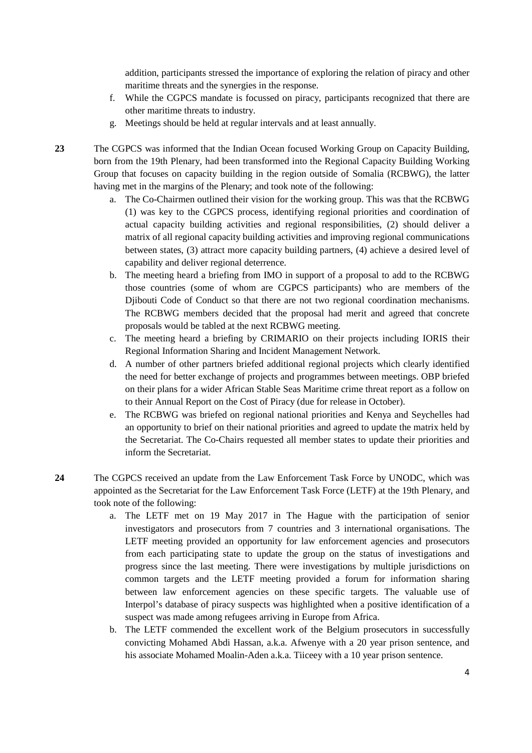addition, participants stressed the importance of exploring the relation of piracy and other maritime threats and the synergies in the response.

f. While the CGPCS mandate is focussed on piracy, participants recognized that there are other maritime threats to industry.
g. Meetings should be held at regular intervals and at least annually.

**23** The CGPCS was informed that the Indian Ocean focused Working Group on Capacity Building, born from the 19th Plenary, had been transformed into the Regional Capacity Building Working Group that focuses on capacity building in the region outside of Somalia (RCBWG), the latter having met in the margins of the Plenary; and took note of the following:

a. The Co-Chairmen outlined their vision for the working group. This was that the RCBWG (1) was key to the CGPCS process, identifying regional priorities and coordination of actual capacity building activities and regional responsibilities, (2) should deliver a matrix of all regional capacity building activities and improving regional communications between states, (3) attract more capacity building partners, (4) achieve a desired level of capability and deliver regional deterrence.
b. The meeting heard a briefing from IMO in support of a proposal to add to the RCBWG those countries (some of whom are CGPCS participants) who are members of the Djibouti Code of Conduct so that there are not two regional coordination mechanisms. The RCBWG members decided that the proposal had merit and agreed that concrete proposals would be tabled at the next RCBWG meeting.
c. The meeting heard a briefing by CRIMARIO on their projects including IORIS their Regional Information Sharing and Incident Management Network.
d. A number of other partners briefed additional regional projects which clearly identified the need for better exchange of projects and programmes between meetings. OBP briefed on their plans for a wider African Stable Seas Maritime crime threat report as a follow on to their Annual Report on the Cost of Piracy (due for release in October).
e. The RCBWG was briefed on regional national priorities and Kenya and Seychelles had an opportunity to brief on their national priorities and agreed to update the matrix held by the Secretariat. The Co-Chairs requested all member states to update their priorities and inform the Secretariat.

**24** The CGPCS received an update from the Law Enforcement Task Force by UNODC, which was appointed as the Secretariat for the Law Enforcement Task Force (LETF) at the 19th Plenary, and took note of the following:

a. The LETF met on 19 May 2017 in The Hague with the participation of senior investigators and prosecutors from 7 countries and 3 international organisations. The LETF meeting provided an opportunity for law enforcement agencies and prosecutors from each participating state to update the group on the status of investigations and progress since the last meeting. There were investigations by multiple jurisdictions on common targets and the LETF meeting provided a forum for information sharing between law enforcement agencies on these specific targets. The valuable use of Interpol's database of piracy suspects was highlighted when a positive identification of a suspect was made among refugees arriving in Europe from Africa.
b. The LETF commended the excellent work of the Belgium prosecutors in successfully convicting Mohamed Abdi Hassan, a.k.a. Afwenye with a 20 year prison sentence, and his associate Mohamed Moalin-Aden a.k.a. Tiiceey with a 10 year prison sentence.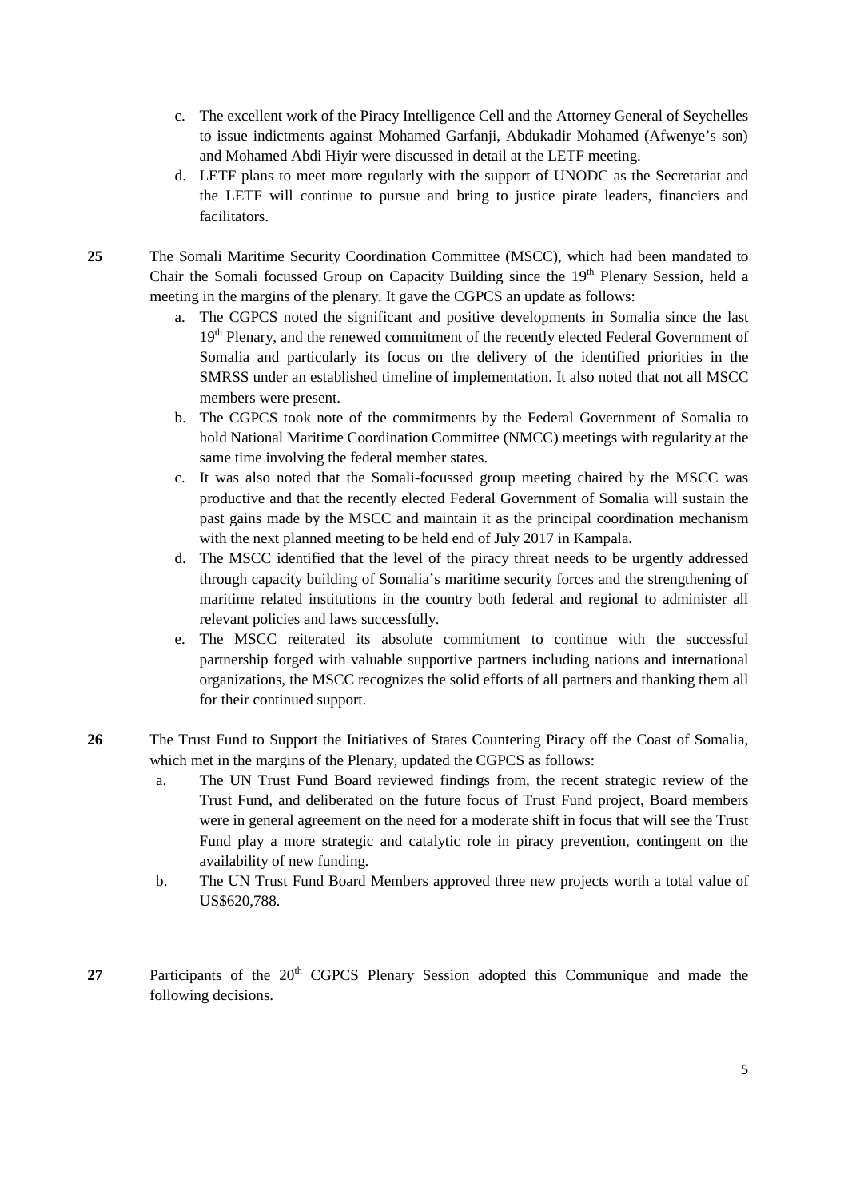c. The excellent work of the Piracy Intelligence Cell and the Attorney General of Seychelles to issue indictments against Mohamed Garfanji, Abdukadir Mohamed (Afwenye's son) and Mohamed Abdi Hiyir were discussed in detail at the LETF meeting.

d. LETF plans to meet more regularly with the support of UNODC as the Secretariat and the LETF will continue to pursue and bring to justice pirate leaders, financiers and facilitators.

**25** The Somali Maritime Security Coordination Committee (MSCC), which had been mandated to Chair the Somali focussed Group on Capacity Building since the 19th Plenary Session, held a meeting in the margins of the plenary. It gave the CGPCS an update as follows:

a. The CGPCS noted the significant and positive developments in Somalia since the last 19th Plenary, and the renewed commitment of the recently elected Federal Government of Somalia and particularly its focus on the delivery of the identified priorities in the SMRSS under an established timeline of implementation. It also noted that not all MSCC members were present.

b. The CGPCS took note of the commitments by the Federal Government of Somalia to hold National Maritime Coordination Committee (NMCC) meetings with regularity at the same time involving the federal member states.

c. It was also noted that the Somali-focussed group meeting chaired by the MSCC was productive and that the recently elected Federal Government of Somalia will sustain the past gains made by the MSCC and maintain it as the principal coordination mechanism with the next planned meeting to be held end of July 2017 in Kampala.

d. The MSCC identified that the level of the piracy threat needs to be urgently addressed through capacity building of Somalia's maritime security forces and the strengthening of maritime related institutions in the country both federal and regional to administer all relevant policies and laws successfully.

e. The MSCC reiterated its absolute commitment to continue with the successful partnership forged with valuable supportive partners including nations and international organizations, the MSCC recognizes the solid efforts of all partners and thanking them all for their continued support.

**26** The Trust Fund to Support the Initiatives of States Countering Piracy off the Coast of Somalia, which met in the margins of the Plenary, updated the CGPCS as follows:

a. The UN Trust Fund Board reviewed findings from, the recent strategic review of the Trust Fund, and deliberated on the future focus of Trust Fund project, Board members were in general agreement on the need for a moderate shift in focus that will see the Trust Fund play a more strategic and catalytic role in piracy prevention, contingent on the availability of new funding.

b. The UN Trust Fund Board Members approved three new projects worth a total value of US$620,788.

**27** Participants of the 20th CGPCS Plenary Session adopted this Communique and made the following decisions.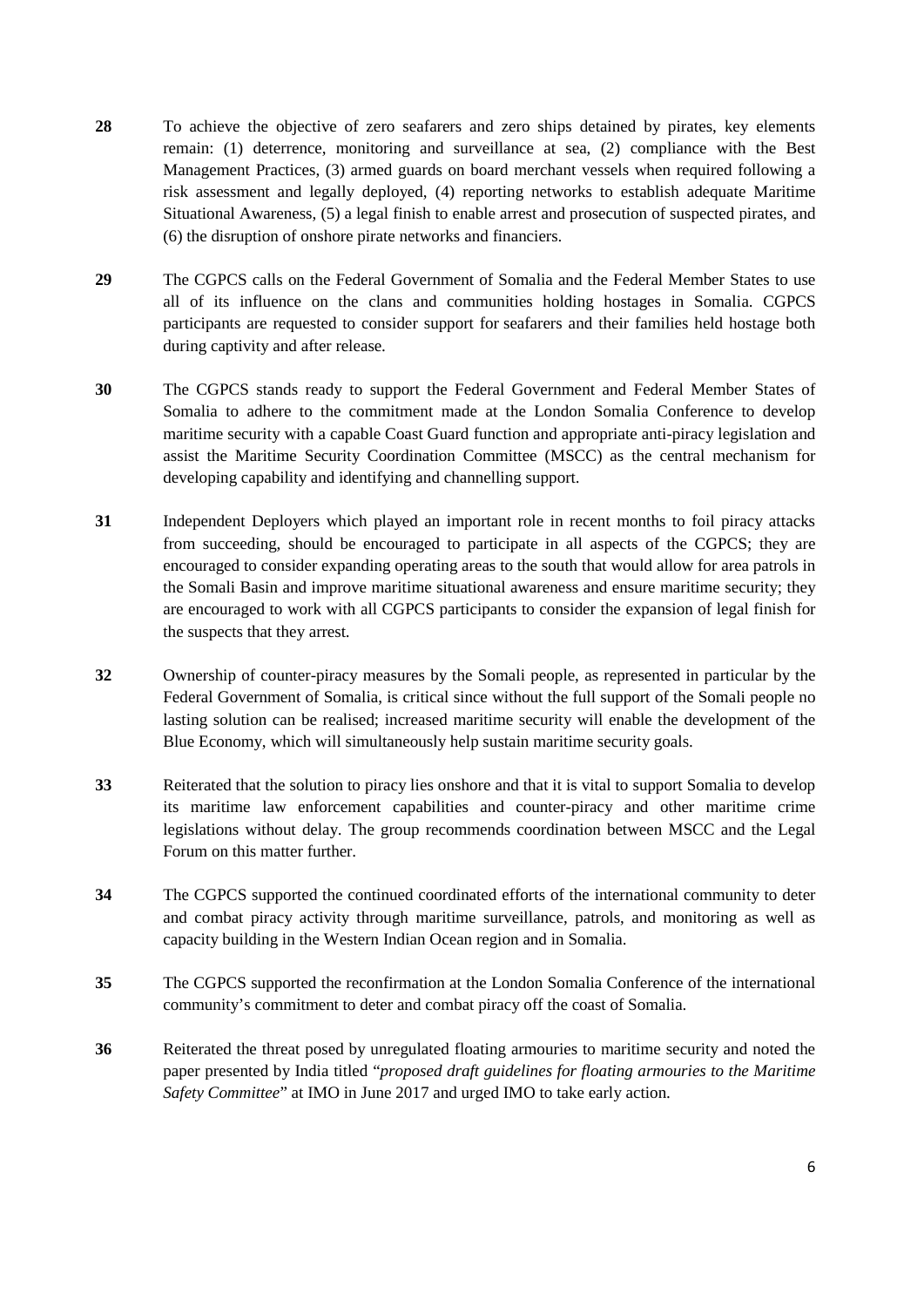**28** To achieve the objective of zero seafarers and zero ships detained by pirates, key elements remain: (1) deterrence, monitoring and surveillance at sea, (2) compliance with the Best Management Practices, (3) armed guards on board merchant vessels when required following a risk assessment and legally deployed, (4) reporting networks to establish adequate Maritime Situational Awareness, (5) a legal finish to enable arrest and prosecution of suspected pirates, and (6) the disruption of onshore pirate networks and financiers.

**29** The CGPCS calls on the Federal Government of Somalia and the Federal Member States to use all of its influence on the clans and communities holding hostages in Somalia. CGPCS participants are requested to consider support for seafarers and their families held hostage both during captivity and after release.

**30** The CGPCS stands ready to support the Federal Government and Federal Member States of Somalia to adhere to the commitment made at the London Somalia Conference to develop maritime security with a capable Coast Guard function and appropriate anti-piracy legislation and assist the Maritime Security Coordination Committee (MSCC) as the central mechanism for developing capability and identifying and channelling support.

**31** Independent Deployers which played an important role in recent months to foil piracy attacks from succeeding, should be encouraged to participate in all aspects of the CGPCS; they are encouraged to consider expanding operating areas to the south that would allow for area patrols in the Somali Basin and improve maritime situational awareness and ensure maritime security; they are encouraged to work with all CGPCS participants to consider the expansion of legal finish for the suspects that they arrest.

**32** Ownership of counter-piracy measures by the Somali people, as represented in particular by the Federal Government of Somalia, is critical since without the full support of the Somali people no lasting solution can be realised; increased maritime security will enable the development of the Blue Economy, which will simultaneously help sustain maritime security goals.

**33** Reiterated that the solution to piracy lies onshore and that it is vital to support Somalia to develop its maritime law enforcement capabilities and counter-piracy and other maritime crime legislations without delay. The group recommends coordination between MSCC and the Legal Forum on this matter further.

**34** The CGPCS supported the continued coordinated efforts of the international community to deter and combat piracy activity through maritime surveillance, patrols, and monitoring as well as capacity building in the Western Indian Ocean region and in Somalia.

**35** The CGPCS supported the reconfirmation at the London Somalia Conference of the international community's commitment to deter and combat piracy off the coast of Somalia.

**36** Reiterated the threat posed by unregulated floating armouries to maritime security and noted the paper presented by India titled "*proposed draft guidelines for floating armouries to the Maritime Safety Committee*" at IMO in June 2017 and urged IMO to take early action.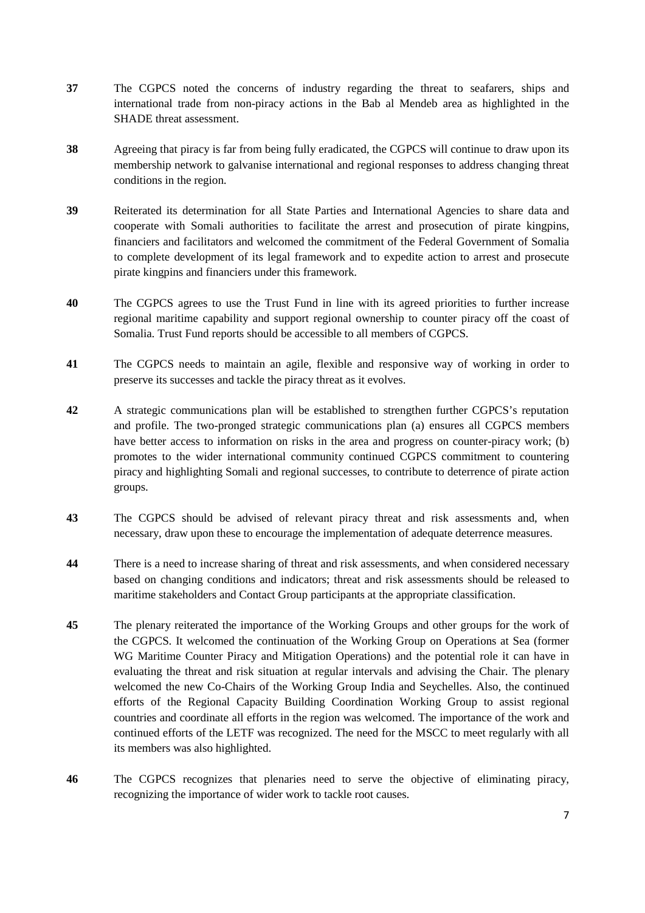**37** The CGPCS noted the concerns of industry regarding the threat to seafarers, ships and international trade from non-piracy actions in the Bab al Mendeb area as highlighted in the SHADE threat assessment.

**38** Agreeing that piracy is far from being fully eradicated, the CGPCS will continue to draw upon its membership network to galvanise international and regional responses to address changing threat conditions in the region.

**39** Reiterated its determination for all State Parties and International Agencies to share data and cooperate with Somali authorities to facilitate the arrest and prosecution of pirate kingpins, financiers and facilitators and welcomed the commitment of the Federal Government of Somalia to complete development of its legal framework and to expedite action to arrest and prosecute pirate kingpins and financiers under this framework.

**40** The CGPCS agrees to use the Trust Fund in line with its agreed priorities to further increase regional maritime capability and support regional ownership to counter piracy off the coast of Somalia. Trust Fund reports should be accessible to all members of CGPCS.

**41** The CGPCS needs to maintain an agile, flexible and responsive way of working in order to preserve its successes and tackle the piracy threat as it evolves.

**42** A strategic communications plan will be established to strengthen further CGPCS's reputation and profile. The two-pronged strategic communications plan (a) ensures all CGPCS members have better access to information on risks in the area and progress on counter-piracy work; (b) promotes to the wider international community continued CGPCS commitment to countering piracy and highlighting Somali and regional successes, to contribute to deterrence of pirate action groups.

**43** The CGPCS should be advised of relevant piracy threat and risk assessments and, when necessary, draw upon these to encourage the implementation of adequate deterrence measures.

**44** There is a need to increase sharing of threat and risk assessments, and when considered necessary based on changing conditions and indicators; threat and risk assessments should be released to maritime stakeholders and Contact Group participants at the appropriate classification.

**45** The plenary reiterated the importance of the Working Groups and other groups for the work of the CGPCS. It welcomed the continuation of the Working Group on Operations at Sea (former WG Maritime Counter Piracy and Mitigation Operations) and the potential role it can have in evaluating the threat and risk situation at regular intervals and advising the Chair. The plenary welcomed the new Co-Chairs of the Working Group India and Seychelles. Also, the continued efforts of the Regional Capacity Building Coordination Working Group to assist regional countries and coordinate all efforts in the region was welcomed. The importance of the work and continued efforts of the LETF was recognized. The need for the MSCC to meet regularly with all its members was also highlighted.

**46** The CGPCS recognizes that plenaries need to serve the objective of eliminating piracy, recognizing the importance of wider work to tackle root causes.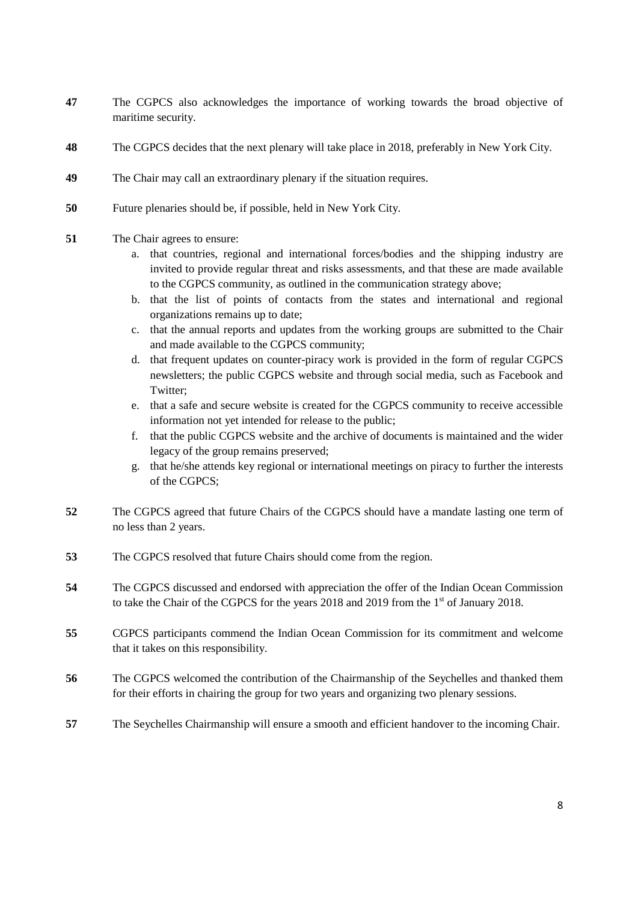**47** The CGPCS also acknowledges the importance of working towards the broad objective of maritime security.

**48** The CGPCS decides that the next plenary will take place in 2018, preferably in New York City.

**49** The Chair may call an extraordinary plenary if the situation requires.

**50** Future plenaries should be, if possible, held in New York City.

**51** The Chair agrees to ensure:

a. that countries, regional and international forces/bodies and the shipping industry are invited to provide regular threat and risks assessments, and that these are made available to the CGPCS community, as outlined in the communication strategy above;

b. that the list of points of contacts from the states and international and regional organizations remains up to date;

c. that the annual reports and updates from the working groups are submitted to the Chair and made available to the CGPCS community;

d. that frequent updates on counter-piracy work is provided in the form of regular CGPCS newsletters; the public CGPCS website and through social media, such as Facebook and Twitter;

e. that a safe and secure website is created for the CGPCS community to receive accessible information not yet intended for release to the public;

f. that the public CGPCS website and the archive of documents is maintained and the wider legacy of the group remains preserved;

g. that he/she attends key regional or international meetings on piracy to further the interests of the CGPCS;

**52** The CGPCS agreed that future Chairs of the CGPCS should have a mandate lasting one term of no less than 2 years.

**53** The CGPCS resolved that future Chairs should come from the region.

**54** The CGPCS discussed and endorsed with appreciation the offer of the Indian Ocean Commission to take the Chair of the CGPCS for the years 2018 and 2019 from the 1st of January 2018.

**55** CGPCS participants commend the Indian Ocean Commission for its commitment and welcome that it takes on this responsibility.

**56** The CGPCS welcomed the contribution of the Chairmanship of the Seychelles and thanked them for their efforts in chairing the group for two years and organizing two plenary sessions.

**57** The Seychelles Chairmanship will ensure a smooth and efficient handover to the incoming Chair.